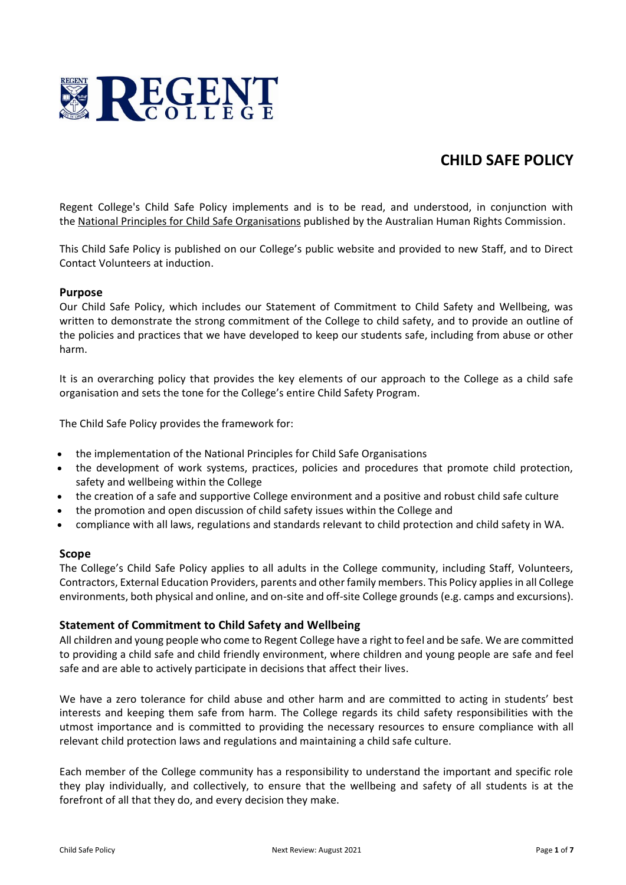# CHILD SAFE POLICY

Regent College's Child Safe Policy implements and is to be read, and understood, in conjunction with the National Principles for Child Safe Organisations published by the Australian Human Rights Commission.

This Child Safe Policy is published on our College's public website and provided to new Staff, and to Direct Contact Volunteers at induction.

## Purpose

Our Child Safe Policy, which includes our Statement of Commitment to Child Safety and Wellbeing, was written to demonstrate the strong commitment of the College to child safety, and to provide an outline of the policies and practices that we have developed to keep our students safe, including from abuse or other harm.

It is an overarching policy that provides the key elements of our approach to the College as a child safe organisation and sets the tone for the College's entire Child Safety Program.

The Child Safe Policy provides the framework for:

- the implementation of the National Principles for Child Safe Organisations
- the development of work systems, practices, policies and procedures that promote child protection, safety and wellbeing within the College
- the creation of a safe and supportive College environment and a positive and robust child safe culture
- the promotion and open discussion of child safety issues within the College and
- compliance with all laws, regulations and standards relevant to child protection and child safety in WA.

## Scope

The College's Child Safe Policy applies to all adults in the College community, including Staff, Volunteers, Contractors, External Education Providers, parents and other family members. This Policy applies in all College environments, both physical and online, and on-site and off-site College grounds (e.g. camps and excursions).

## Statement of Commitment to Child Safety and Wellbeing

All children and young people who come to Regent College have a right to feel and be safe. We are committed to providing a child safe and child friendly environment, where children and young people are safe and feel safe and are able to actively participate in decisions that affect their lives.

We have a zero tolerance for child abuse and other harm and are committed to acting in students' best interests and keeping them safe from harm. The College regards its child safety responsibilities with the utmost importance and is committed to providing the necessary resources to ensure compliance with all relevant child protection laws and regulations and maintaining a child safe culture.

Each member of the College community has a responsibility to understand the important and specific role they play individually, and collectively, to ensure that the wellbeing and safety of all students is at the forefront of all that they do, and every decision they make.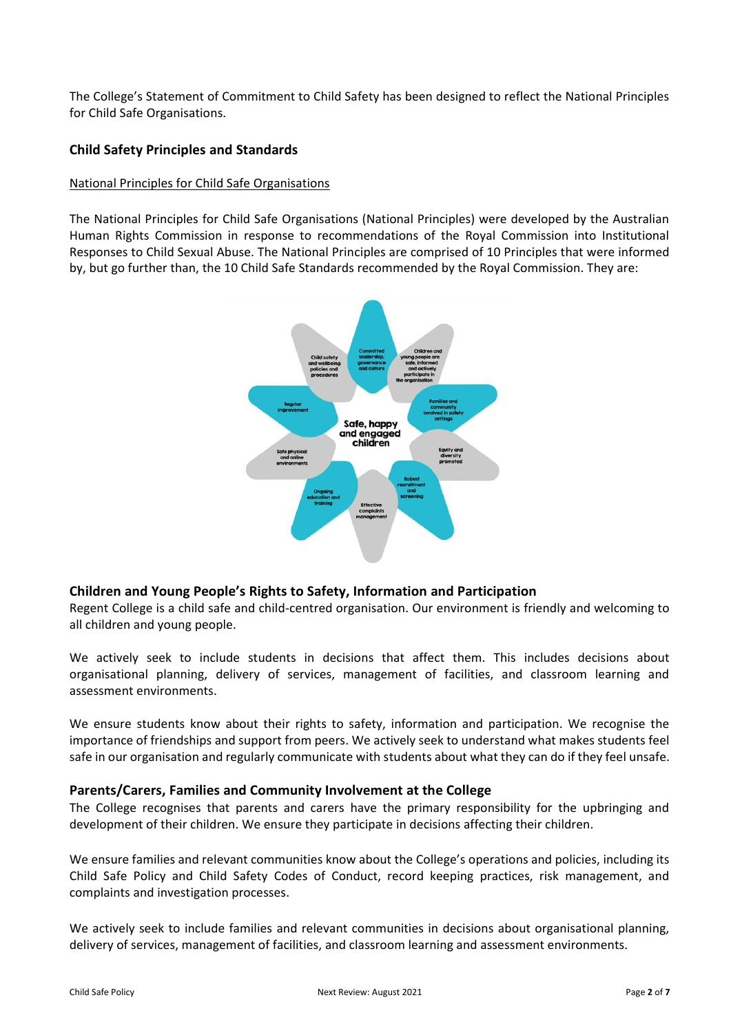The College's Statement of Commitment to Child Safety has been designed to reflect the National Principles for Child Safe Organisations.

### Child Safety Principles and Standards

National Principles for Child Safe Organisations

The National Principles for Child Safe Organisations (National Principles) were developed by the Australian Human Rights Commission in response to recommendations of the Royal Commission into Institutional Responses to Child Sexual Abuse. The National Principles are comprised of 10 Principles that were informed by, but go further than, the 10 Child Safe Standards recommended by the Royal Commission. They are:

- Committed leadership, governance and culture
- Children and young people are safe, informed and actively participate in the organisation
- Families and community involved in safety settings
- Equity and diversity promoted
- Robust recruitment and screening
- Effective complaints management
- Ongoing education and training
- Safe physical and online environments
- Regular improvement
- Child safety and wellbeing policies and procedures

Safe, happy and engaged children

## Children and Young People's Rights to Safety, Information and Participation

Regent College is a child safe and child-centred organisation. Our environment is friendly and welcoming to all children and young people.

We actively seek to include students in decisions that affect them. This includes decisions about organisational planning, delivery of services, management of facilities, and classroom learning and assessment environments.

We ensure students know about their rights to safety, information and participation. We recognise the importance of friendships and support from peers. We actively seek to understand what makes students feel safe in our organisation and regularly communicate with students about what they can do if they feel unsafe.

## Parents/Carers, Families and Community Involvement at the College

The College recognises that parents and carers have the primary responsibility for the upbringing and development of their children. We ensure they participate in decisions affecting their children.

We ensure families and relevant communities know about the College's operations and policies, including its Child Safe Policy and Child Safety Codes of Conduct, record keeping practices, risk management, and complaints and investigation processes.

We actively seek to include families and relevant communities in decisions about organisational planning, delivery of services, management of facilities, and classroom learning and assessment environments.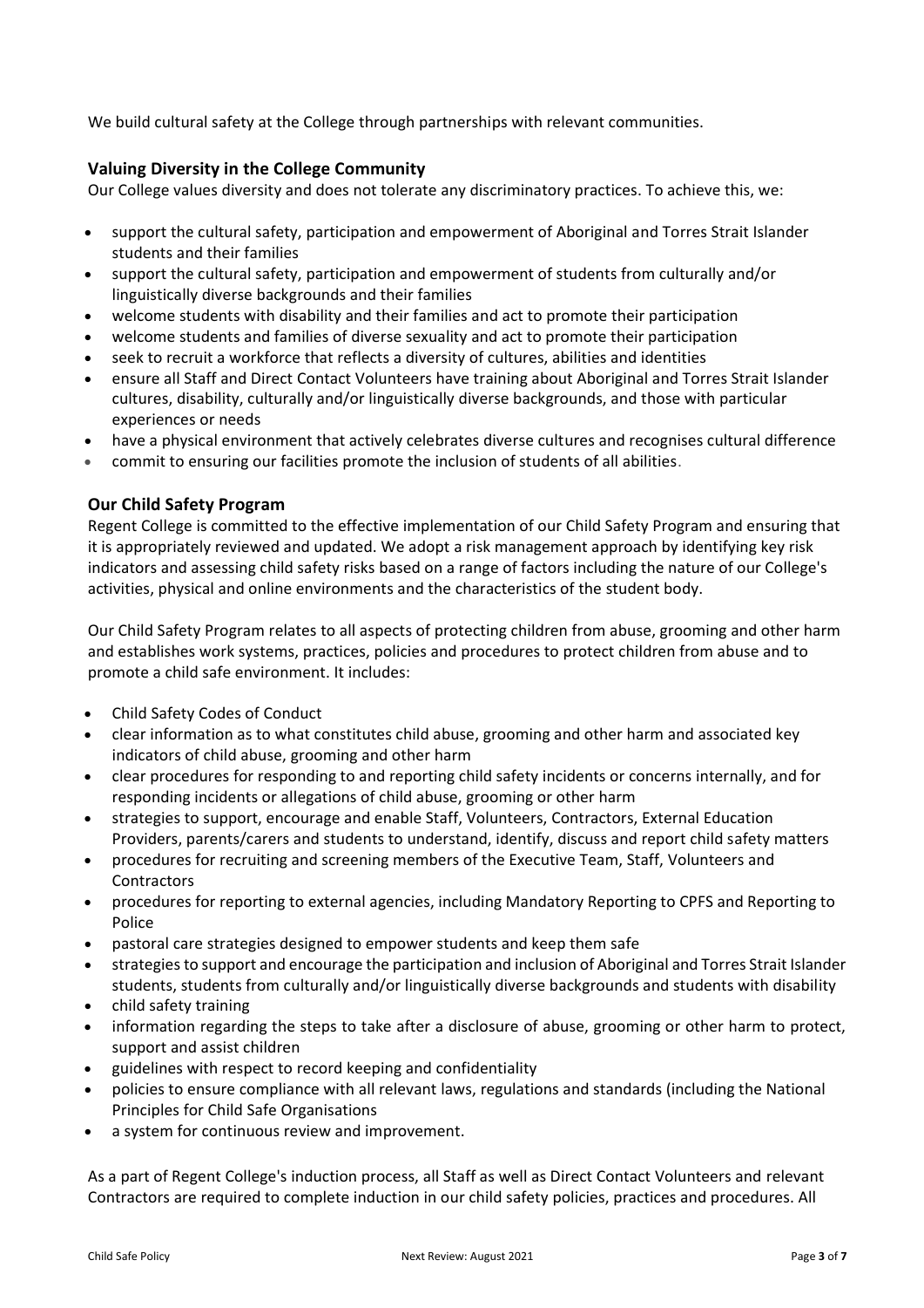We build cultural safety at the College through partnerships with relevant communities.

### Valuing Diversity in the College Community

Our College values diversity and does not tolerate any discriminatory practices. To achieve this, we:

- support the cultural safety, participation and empowerment of Aboriginal and Torres Strait Islander students and their families
- support the cultural safety, participation and empowerment of students from culturally and/or linguistically diverse backgrounds and their families
- welcome students with disability and their families and act to promote their participation
- welcome students and families of diverse sexuality and act to promote their participation
- seek to recruit a workforce that reflects a diversity of cultures, abilities and identities
- ensure all Staff and Direct Contact Volunteers have training about Aboriginal and Torres Strait Islander cultures, disability, culturally and/or linguistically diverse backgrounds, and those with particular experiences or needs
- have a physical environment that actively celebrates diverse cultures and recognises cultural difference
- commit to ensuring our facilities promote the inclusion of students of all abilities.

### Our Child Safety Program

Regent College is committed to the effective implementation of our Child Safety Program and ensuring that it is appropriately reviewed and updated. We adopt a risk management approach by identifying key risk indicators and assessing child safety risks based on a range of factors including the nature of our College's activities, physical and online environments and the characteristics of the student body.

Our Child Safety Program relates to all aspects of protecting children from abuse, grooming and other harm and establishes work systems, practices, policies and procedures to protect children from abuse and to promote a child safe environment. It includes:

- Child Safety Codes of Conduct
- clear information as to what constitutes child abuse, grooming and other harm and associated key indicators of child abuse, grooming and other harm
- clear procedures for responding to and reporting child safety incidents or concerns internally, and for responding incidents or allegations of child abuse, grooming or other harm
- strategies to support, encourage and enable Staff, Volunteers, Contractors, External Education Providers, parents/carers and students to understand, identify, discuss and report child safety matters
- procedures for recruiting and screening members of the Executive Team, Staff, Volunteers and Contractors
- procedures for reporting to external agencies, including Mandatory Reporting to CPFS and Reporting to Police
- pastoral care strategies designed to empower students and keep them safe
- strategies to support and encourage the participation and inclusion of Aboriginal and Torres Strait Islander students, students from culturally and/or linguistically diverse backgrounds and students with disability
- child safety training
- information regarding the steps to take after a disclosure of abuse, grooming or other harm to protect, support and assist children
- guidelines with respect to record keeping and confidentiality
- policies to ensure compliance with all relevant laws, regulations and standards (including the National Principles for Child Safe Organisations
- a system for continuous review and improvement.

As a part of Regent College's induction process, all Staff as well as Direct Contact Volunteers and relevant Contractors are required to complete induction in our child safety policies, practices and procedures. All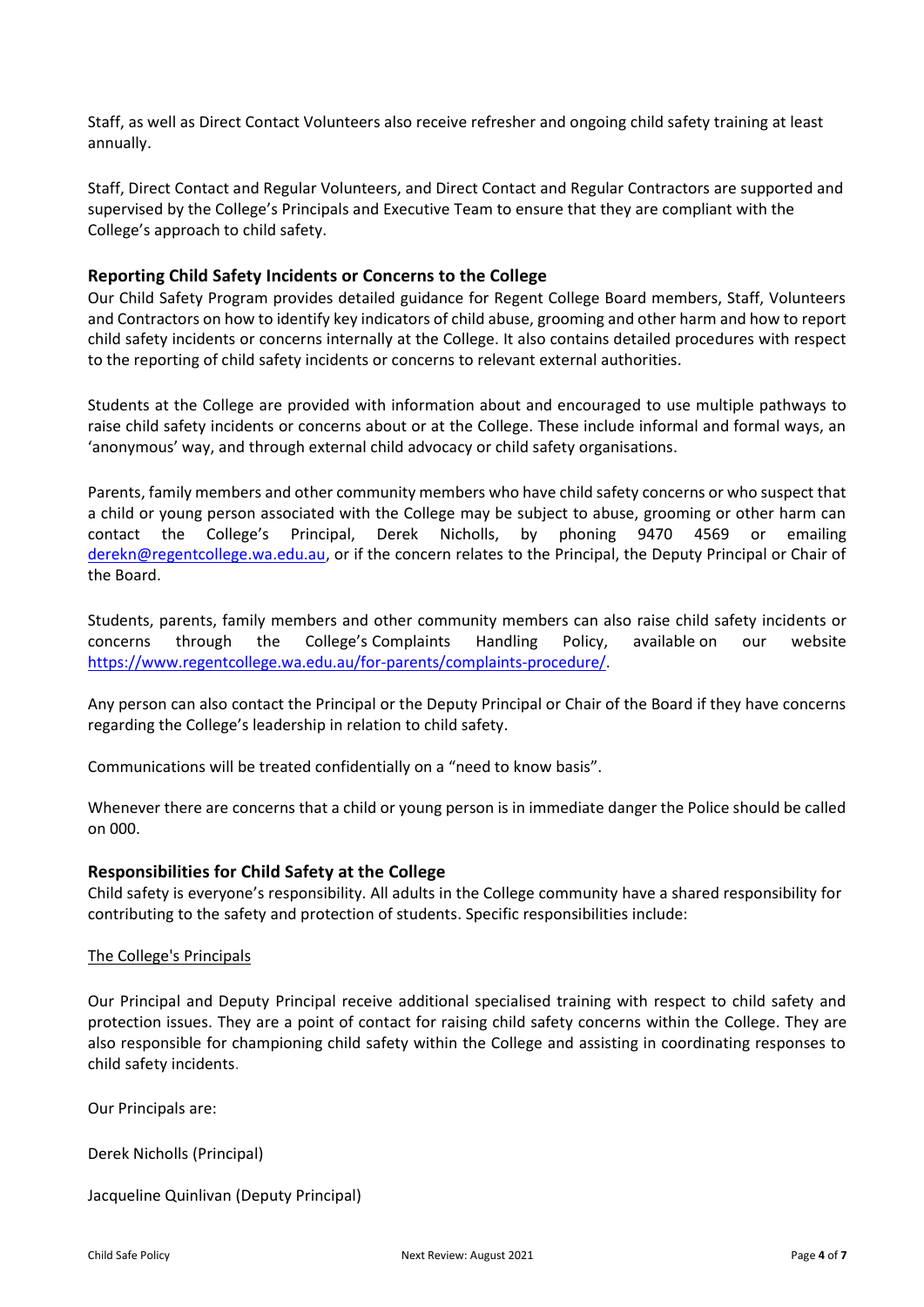Staff, as well as Direct Contact Volunteers also receive refresher and ongoing child safety training at least annually.

Staff, Direct Contact and Regular Volunteers, and Direct Contact and Regular Contractors are supported and supervised by the College's Principals and Executive Team to ensure that they are compliant with the College's approach to child safety.

### Reporting Child Safety Incidents or Concerns to the College

Our Child Safety Program provides detailed guidance for Regent College Board members, Staff, Volunteers and Contractors on how to identify key indicators of child abuse, grooming and other harm and how to report child safety incidents or concerns internally at the College. It also contains detailed procedures with respect to the reporting of child safety incidents or concerns to relevant external authorities.

Students at the College are provided with information about and encouraged to use multiple pathways to raise child safety incidents or concerns about or at the College. These include informal and formal ways, an 'anonymous' way, and through external child advocacy or child safety organisations.

Parents, family members and other community members who have child safety concerns or who suspect that a child or young person associated with the College may be subject to abuse, grooming or other harm can contact the College's Principal, Derek Nicholls, by phoning 9470 4569 or emailing derekn@regentcollege.wa.edu.au, or if the concern relates to the Principal, the Deputy Principal or Chair of the Board.

Students, parents, family members and other community members can also raise child safety incidents or concerns through the College's Complaints Handling Policy, available on our website https://www.regentcollege.wa.edu.au/for-parents/complaints-procedure/.

Any person can also contact the Principal or the Deputy Principal or Chair of the Board if they have concerns regarding the College's leadership in relation to child safety.

Communications will be treated confidentially on a "need to know basis".

Whenever there are concerns that a child or young person is in immediate danger the Police should be called on 000.

### Responsibilities for Child Safety at the College

Child safety is everyone's responsibility. All adults in the College community have a shared responsibility for contributing to the safety and protection of students. Specific responsibilities include:

<u>The College's Principals</u>

Our Principal and Deputy Principal receive additional specialised training with respect to child safety and protection issues. They are a point of contact for raising child safety concerns within the College. They are also responsible for championing child safety within the College and assisting in coordinating responses to child safety incidents.

Our Principals are:

Derek Nicholls (Principal)

Jacqueline Quinlivan (Deputy Principal)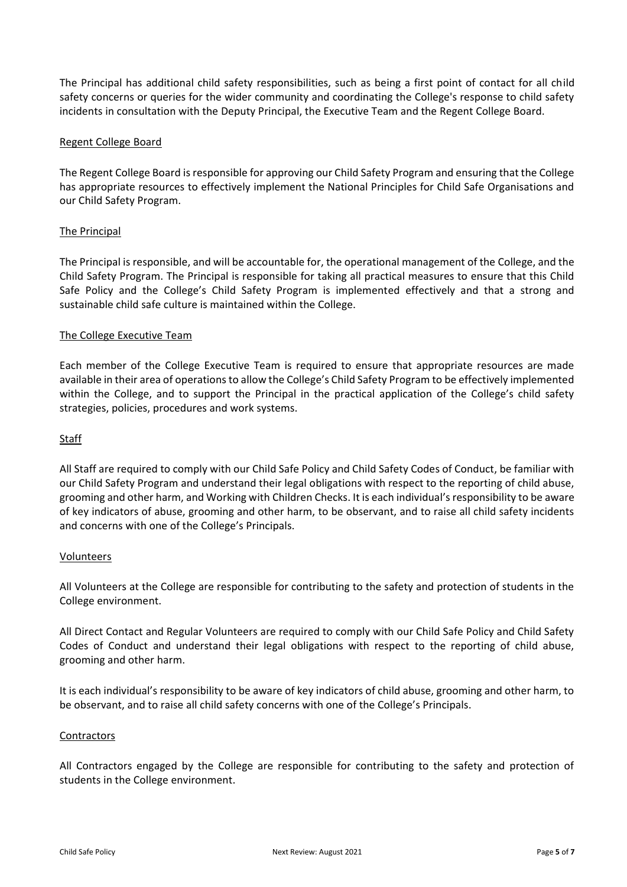The Principal has additional child safety responsibilities, such as being a first point of contact for all child safety concerns or queries for the wider community and coordinating the College's response to child safety incidents in consultation with the Deputy Principal, the Executive Team and the Regent College Board.

### Regent College Board

The Regent College Board is responsible for approving our Child Safety Program and ensuring that the College has appropriate resources to effectively implement the National Principles for Child Safe Organisations and our Child Safety Program.

### The Principal

The Principal is responsible, and will be accountable for, the operational management of the College, and the Child Safety Program. The Principal is responsible for taking all practical measures to ensure that this Child Safe Policy and the College's Child Safety Program is implemented effectively and that a strong and sustainable child safe culture is maintained within the College.

### The College Executive Team

Each member of the College Executive Team is required to ensure that appropriate resources are made available in their area of operations to allow the College's Child Safety Program to be effectively implemented within the College, and to support the Principal in the practical application of the College's child safety strategies, policies, procedures and work systems.

### Staff

All Staff are required to comply with our Child Safe Policy and Child Safety Codes of Conduct, be familiar with our Child Safety Program and understand their legal obligations with respect to the reporting of child abuse, grooming and other harm, and Working with Children Checks. It is each individual's responsibility to be aware of key indicators of abuse, grooming and other harm, to be observant, and to raise all child safety incidents and concerns with one of the College's Principals.

### Volunteers

All Volunteers at the College are responsible for contributing to the safety and protection of students in the College environment.

All Direct Contact and Regular Volunteers are required to comply with our Child Safe Policy and Child Safety Codes of Conduct and understand their legal obligations with respect to the reporting of child abuse, grooming and other harm.

It is each individual's responsibility to be aware of key indicators of child abuse, grooming and other harm, to be observant, and to raise all child safety concerns with one of the College's Principals.

### Contractors

All Contractors engaged by the College are responsible for contributing to the safety and protection of students in the College environment.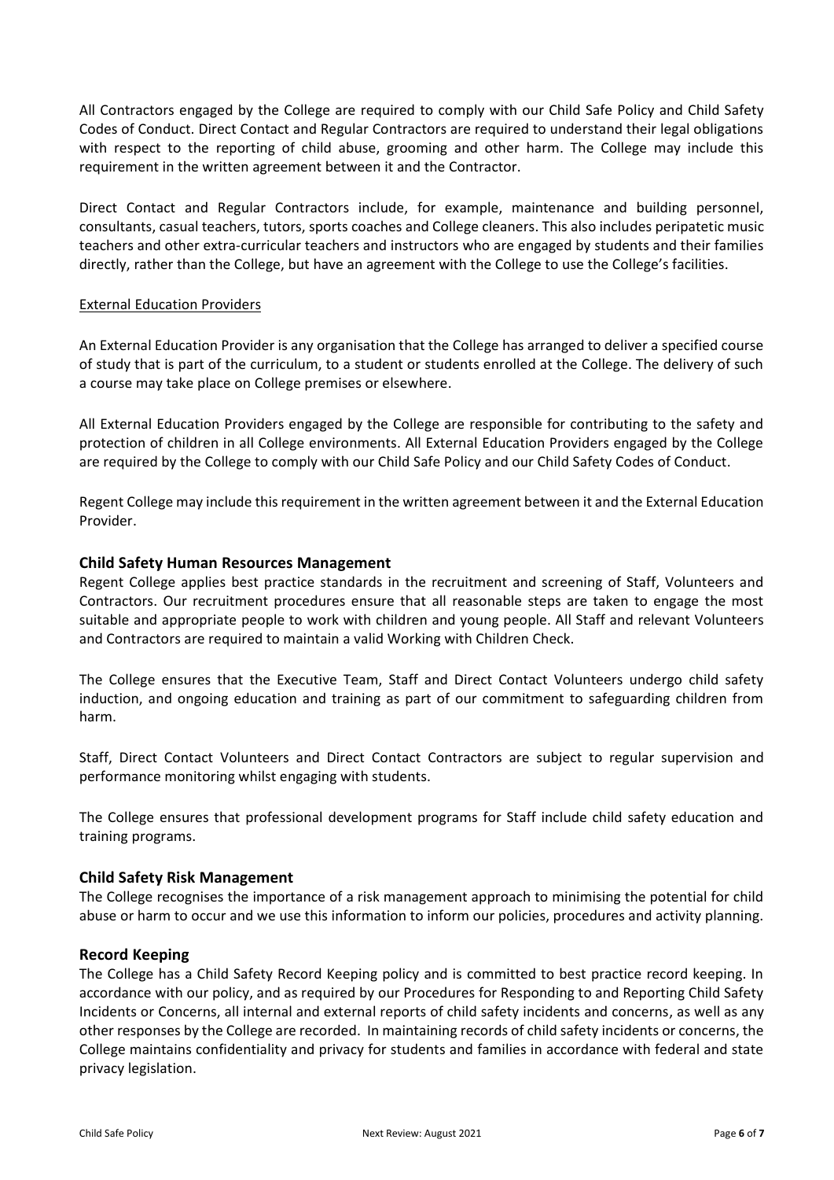All Contractors engaged by the College are required to comply with our Child Safe Policy and Child Safety Codes of Conduct. Direct Contact and Regular Contractors are required to understand their legal obligations with respect to the reporting of child abuse, grooming and other harm. The College may include this requirement in the written agreement between it and the Contractor.

Direct Contact and Regular Contractors include, for example, maintenance and building personnel, consultants, casual teachers, tutors, sports coaches and College cleaners. This also includes peripatetic music teachers and other extra-curricular teachers and instructors who are engaged by students and their families directly, rather than the College, but have an agreement with the College to use the College's facilities.

External Education Providers

An External Education Provider is any organisation that the College has arranged to deliver a specified course of study that is part of the curriculum, to a student or students enrolled at the College. The delivery of such a course may take place on College premises or elsewhere.

All External Education Providers engaged by the College are responsible for contributing to the safety and protection of children in all College environments. All External Education Providers engaged by the College are required by the College to comply with our Child Safe Policy and our Child Safety Codes of Conduct.

Regent College may include this requirement in the written agreement between it and the External Education Provider.

### Child Safety Human Resources Management

Regent College applies best practice standards in the recruitment and screening of Staff, Volunteers and Contractors. Our recruitment procedures ensure that all reasonable steps are taken to engage the most suitable and appropriate people to work with children and young people. All Staff and relevant Volunteers and Contractors are required to maintain a valid Working with Children Check.

The College ensures that the Executive Team, Staff and Direct Contact Volunteers undergo child safety induction, and ongoing education and training as part of our commitment to safeguarding children from harm.

Staff, Direct Contact Volunteers and Direct Contact Contractors are subject to regular supervision and performance monitoring whilst engaging with students.

The College ensures that professional development programs for Staff include child safety education and training programs.

### Child Safety Risk Management

The College recognises the importance of a risk management approach to minimising the potential for child abuse or harm to occur and we use this information to inform our policies, procedures and activity planning.

### Record Keeping

The College has a Child Safety Record Keeping policy and is committed to best practice record keeping. In accordance with our policy, and as required by our Procedures for Responding to and Reporting Child Safety Incidents or Concerns, all internal and external reports of child safety incidents and concerns, as well as any other responses by the College are recorded. In maintaining records of child safety incidents or concerns, the College maintains confidentiality and privacy for students and families in accordance with federal and state privacy legislation.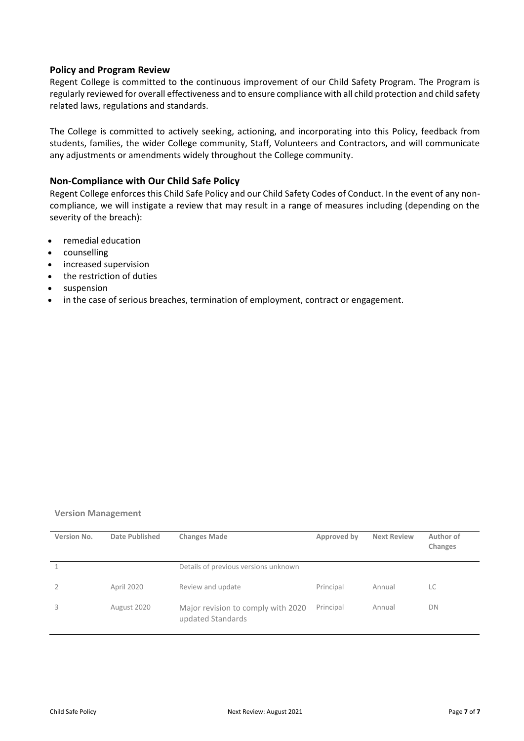## Policy and Program Review

Regent College is committed to the continuous improvement of our Child Safety Program. The Program is regularly reviewed for overall effectiveness and to ensure compliance with all child protection and child safety related laws, regulations and standards.

The College is committed to actively seeking, actioning, and incorporating into this Policy, feedback from students, families, the wider College community, Staff, Volunteers and Contractors, and will communicate any adjustments or amendments widely throughout the College community.

## Non-Compliance with Our Child Safe Policy

Regent College enforces this Child Safe Policy and our Child Safety Codes of Conduct. In the event of any non-compliance, we will instigate a review that may result in a range of measures including (depending on the severity of the breach):

- remedial education
- counselling
- increased supervision
- the restriction of duties
- suspension
- in the case of serious breaches, termination of employment, contract or engagement.

**Version Management**

| Version No. | Date Published | Changes Made | Approved by | Next Review | Author of Changes |
|---|---|---|---|---|---|
| 1 | | Details of previous versions unknown | | | |
| 2 | April 2020 | Review and update | Principal | Annual | LC |
| 3 | August 2020 | Major revision to comply with 2020 updated Standards | Principal | Annual | DN |